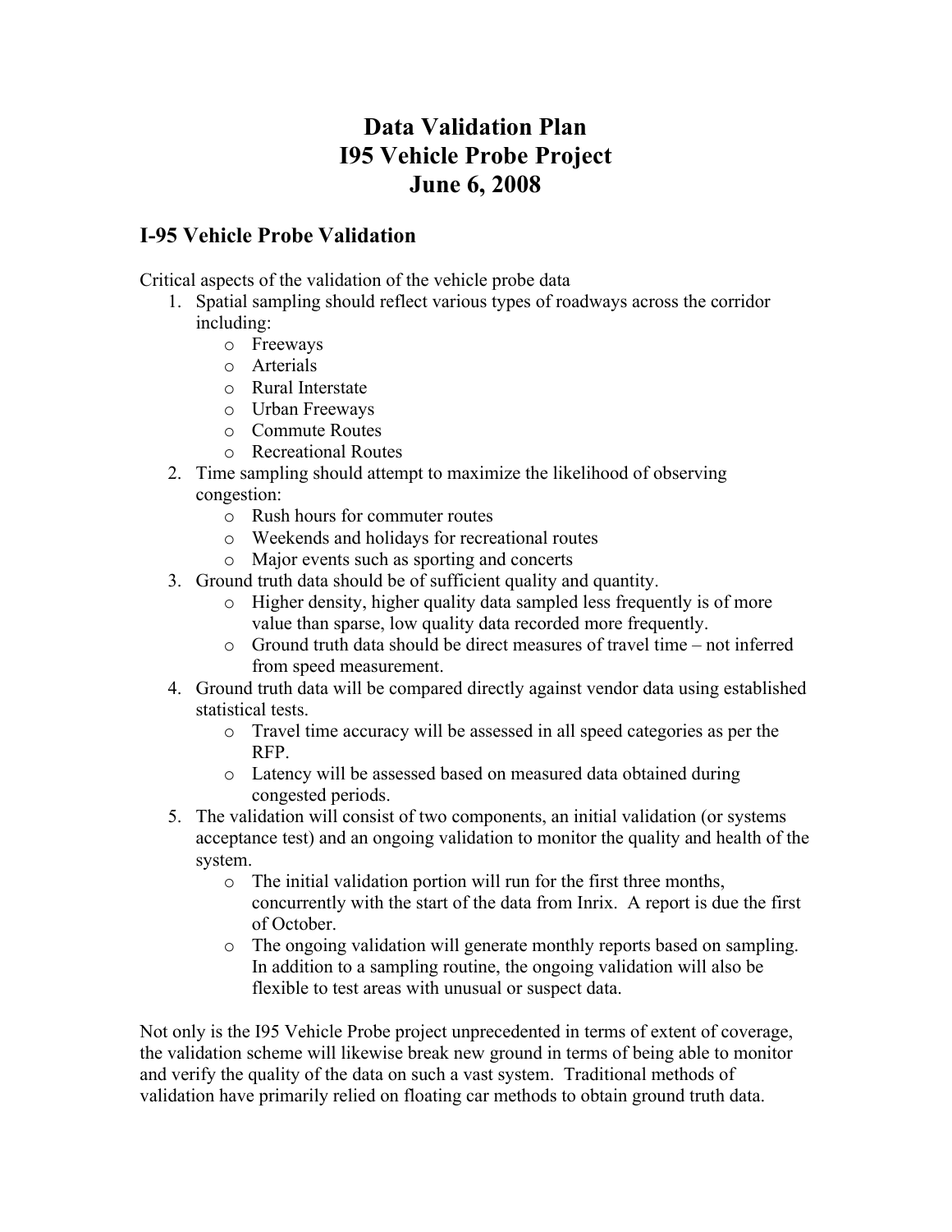# Data Validation Plan
# I95 Vehicle Probe Project
# June 6, 2008

## I-95 Vehicle Probe Validation

Critical aspects of the validation of the vehicle probe data

1. Spatial sampling should reflect various types of roadways across the corridor including:
   - Freeways
   - Arterials
   - Rural Interstate
   - Urban Freeways
   - Commute Routes
   - Recreational Routes
2. Time sampling should attempt to maximize the likelihood of observing congestion:
   - Rush hours for commuter routes
   - Weekends and holidays for recreational routes
   - Major events such as sporting and concerts
3. Ground truth data should be of sufficient quality and quantity.
   - Higher density, higher quality data sampled less frequently is of more value than sparse, low quality data recorded more frequently.
   - Ground truth data should be direct measures of travel time – not inferred from speed measurement.
4. Ground truth data will be compared directly against vendor data using established statistical tests.
   - Travel time accuracy will be assessed in all speed categories as per the RFP.
   - Latency will be assessed based on measured data obtained during congested periods.
5. The validation will consist of two components, an initial validation (or systems acceptance test) and an ongoing validation to monitor the quality and health of the system.
   - The initial validation portion will run for the first three months, concurrently with the start of the data from Inrix. A report is due the first of October.
   - The ongoing validation will generate monthly reports based on sampling. In addition to a sampling routine, the ongoing validation will also be flexible to test areas with unusual or suspect data.

Not only is the I95 Vehicle Probe project unprecedented in terms of extent of coverage, the validation scheme will likewise break new ground in terms of being able to monitor and verify the quality of the data on such a vast system. Traditional methods of validation have primarily relied on floating car methods to obtain ground truth data.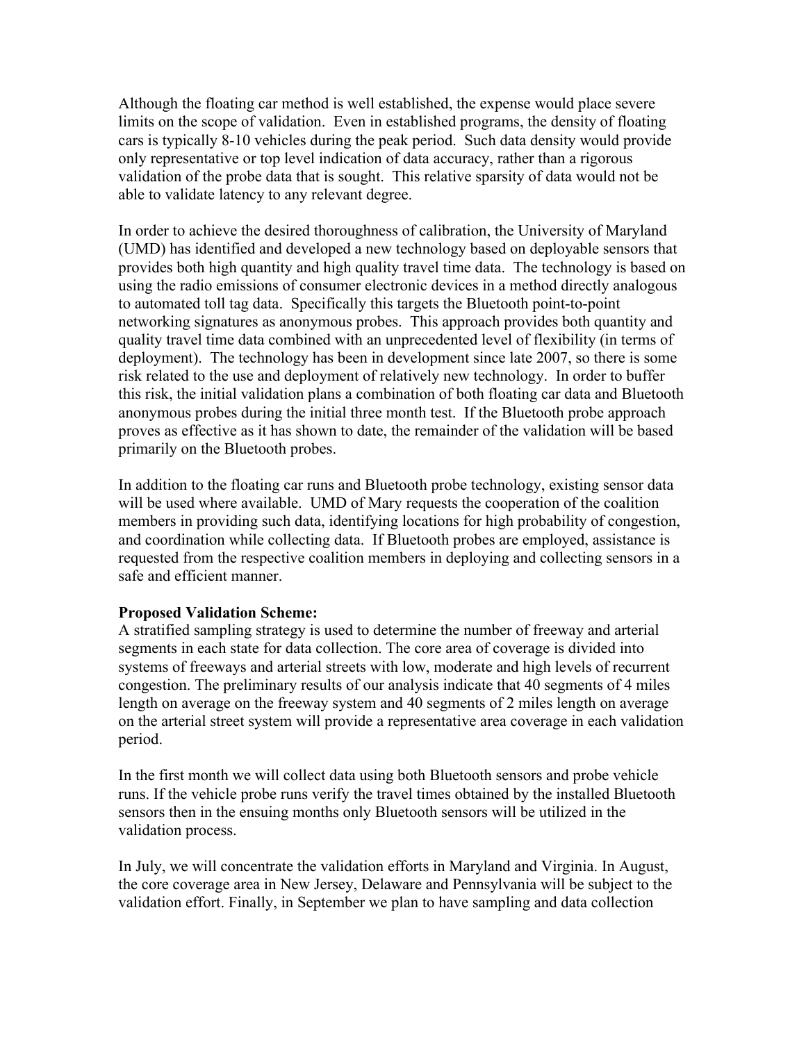Although the floating car method is well established, the expense would place severe limits on the scope of validation. Even in established programs, the density of floating cars is typically 8-10 vehicles during the peak period. Such data density would provide only representative or top level indication of data accuracy, rather than a rigorous validation of the probe data that is sought. This relative sparsity of data would not be able to validate latency to any relevant degree.

In order to achieve the desired thoroughness of calibration, the University of Maryland (UMD) has identified and developed a new technology based on deployable sensors that provides both high quantity and high quality travel time data. The technology is based on using the radio emissions of consumer electronic devices in a method directly analogous to automated toll tag data. Specifically this targets the Bluetooth point-to-point networking signatures as anonymous probes. This approach provides both quantity and quality travel time data combined with an unprecedented level of flexibility (in terms of deployment). The technology has been in development since late 2007, so there is some risk related to the use and deployment of relatively new technology. In order to buffer this risk, the initial validation plans a combination of both floating car data and Bluetooth anonymous probes during the initial three month test. If the Bluetooth probe approach proves as effective as it has shown to date, the remainder of the validation will be based primarily on the Bluetooth probes.

In addition to the floating car runs and Bluetooth probe technology, existing sensor data will be used where available. UMD of Mary requests the cooperation of the coalition members in providing such data, identifying locations for high probability of congestion, and coordination while collecting data. If Bluetooth probes are employed, assistance is requested from the respective coalition members in deploying and collecting sensors in a safe and efficient manner.

**Proposed Validation Scheme:**
A stratified sampling strategy is used to determine the number of freeway and arterial segments in each state for data collection. The core area of coverage is divided into systems of freeways and arterial streets with low, moderate and high levels of recurrent congestion. The preliminary results of our analysis indicate that 40 segments of 4 miles length on average on the freeway system and 40 segments of 2 miles length on average on the arterial street system will provide a representative area coverage in each validation period.

In the first month we will collect data using both Bluetooth sensors and probe vehicle runs. If the vehicle probe runs verify the travel times obtained by the installed Bluetooth sensors then in the ensuing months only Bluetooth sensors will be utilized in the validation process.

In July, we will concentrate the validation efforts in Maryland and Virginia. In August, the core coverage area in New Jersey, Delaware and Pennsylvania will be subject to the validation effort. Finally, in September we plan to have sampling and data collection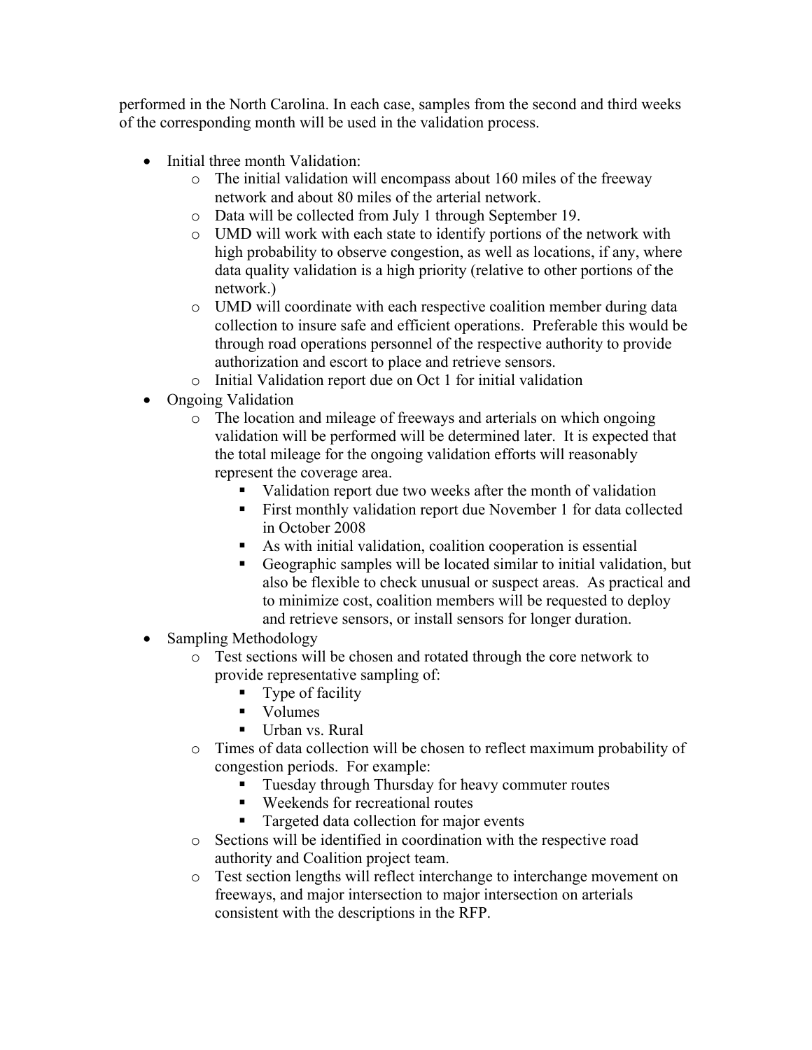performed in the North Carolina. In each case, samples from the second and third weeks of the corresponding month will be used in the validation process.

- Initial three month Validation:
  - The initial validation will encompass about 160 miles of the freeway network and about 80 miles of the arterial network.
  - Data will be collected from July 1 through September 19.
  - UMD will work with each state to identify portions of the network with high probability to observe congestion, as well as locations, if any, where data quality validation is a high priority (relative to other portions of the network.)
  - UMD will coordinate with each respective coalition member during data collection to insure safe and efficient operations. Preferable this would be through road operations personnel of the respective authority to provide authorization and escort to place and retrieve sensors.
  - Initial Validation report due on Oct 1 for initial validation
- Ongoing Validation
  - The location and mileage of freeways and arterials on which ongoing validation will be performed will be determined later. It is expected that the total mileage for the ongoing validation efforts will reasonably represent the coverage area.
    - Validation report due two weeks after the month of validation
    - First monthly validation report due November 1 for data collected in October 2008
    - As with initial validation, coalition cooperation is essential
    - Geographic samples will be located similar to initial validation, but also be flexible to check unusual or suspect areas. As practical and to minimize cost, coalition members will be requested to deploy and retrieve sensors, or install sensors for longer duration.
- Sampling Methodology
  - Test sections will be chosen and rotated through the core network to provide representative sampling of:
    - Type of facility
    - Volumes
    - Urban vs. Rural
  - Times of data collection will be chosen to reflect maximum probability of congestion periods. For example:
    - Tuesday through Thursday for heavy commuter routes
    - Weekends for recreational routes
    - Targeted data collection for major events
  - Sections will be identified in coordination with the respective road authority and Coalition project team.
  - Test section lengths will reflect interchange to interchange movement on freeways, and major intersection to major intersection on arterials consistent with the descriptions in the RFP.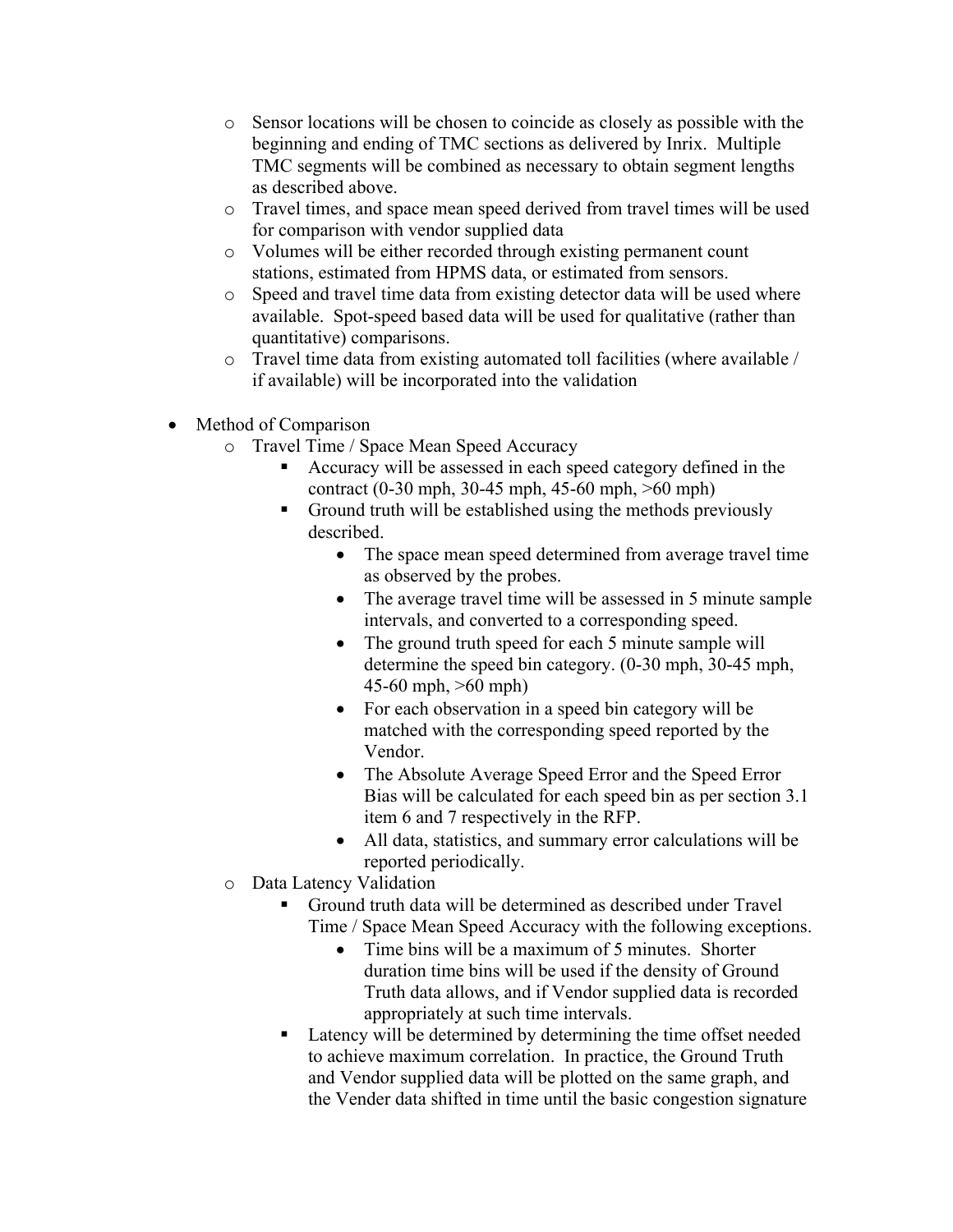- Sensor locations will be chosen to coincide as closely as possible with the beginning and ending of TMC sections as delivered by Inrix. Multiple TMC segments will be combined as necessary to obtain segment lengths as described above.
  - Travel times, and space mean speed derived from travel times will be used for comparison with vendor supplied data
  - Volumes will be either recorded through existing permanent count stations, estimated from HPMS data, or estimated from sensors.
  - Speed and travel time data from existing detector data will be used where available. Spot-speed based data will be used for qualitative (rather than quantitative) comparisons.
  - Travel time data from existing automated toll facilities (where available / if available) will be incorporated into the validation

- Method of Comparison
  - Travel Time / Space Mean Speed Accuracy
    - Accuracy will be assessed in each speed category defined in the contract (0-30 mph, 30-45 mph, 45-60 mph, >60 mph)
    - Ground truth will be established using the methods previously described.
      - The space mean speed determined from average travel time as observed by the probes.
      - The average travel time will be assessed in 5 minute sample intervals, and converted to a corresponding speed.
      - The ground truth speed for each 5 minute sample will determine the speed bin category. (0-30 mph, 30-45 mph, 45-60 mph, >60 mph)
      - For each observation in a speed bin category will be matched with the corresponding speed reported by the Vendor.
      - The Absolute Average Speed Error and the Speed Error Bias will be calculated for each speed bin as per section 3.1 item 6 and 7 respectively in the RFP.
      - All data, statistics, and summary error calculations will be reported periodically.
  - Data Latency Validation
    - Ground truth data will be determined as described under Travel Time / Space Mean Speed Accuracy with the following exceptions.
      - Time bins will be a maximum of 5 minutes. Shorter duration time bins will be used if the density of Ground Truth data allows, and if Vendor supplied is recorded appropriately at such time intervals.
    - Latency will be determined by determining the time offset needed to achieve maximum correlation. In practice, the Ground Truth and Vendor supplied data will be plotted on the same graph, and the Vender data shifted in time until the basic congestion signature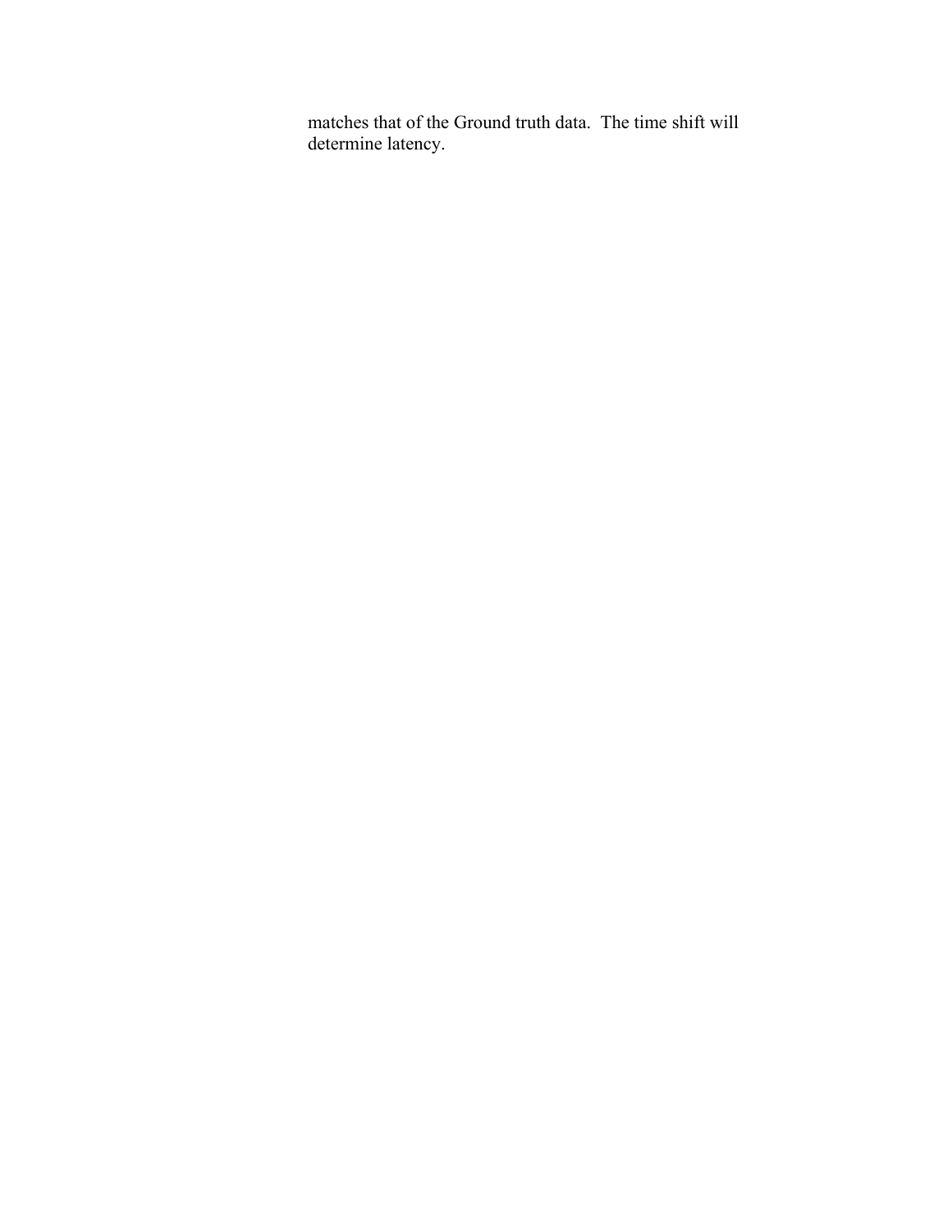matches that of the Ground truth data. The time shift will determine latency.